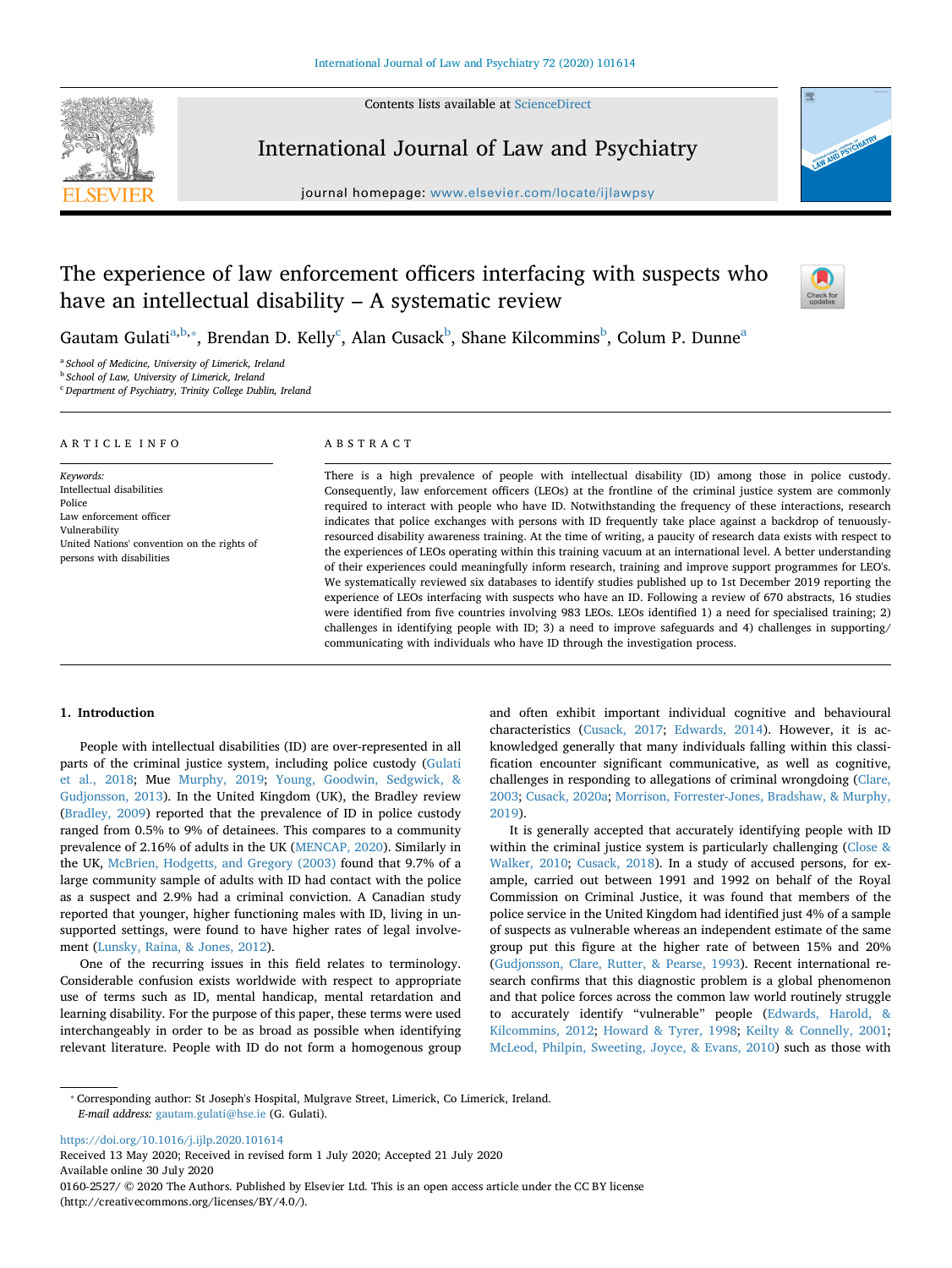# The experience of law enforcement officers interfacing with suspects who have an intellectual disability – A systematic review

Gautam Gulati[a,b,*], Brendan D. Kelly[c], Alan Cusack[b], Shane Kilcommins[b], Colum P. Dunne[a]

[a] School of Medicine, University of Limerick, Ireland
[b] School of Law, University of Limerick, Ireland
[c] Department of Psychiatry, Trinity College Dublin, Ireland

## ARTICLE INFO

*Keywords:*
Intellectual disabilities
Police
Law enforcement officer
Vulnerability
United Nations' convention on the rights of persons with disabilities

## ABSTRACT

There is a high prevalence of people with intellectual disability (ID) among those in police custody. Consequently, law enforcement officers (LEOs) at the frontline of the criminal justice system are commonly required to interact with people who have ID. Notwithstanding the frequency of these interactions, research indicates that police exchanges with persons with ID frequently take place against a backdrop of tenuously-resourced disability awareness training. At the time of writing, a paucity of research data exists with respect to the experiences of LEOs operating within this training vacuum at an international level. A better understanding of their experiences could meaningfully inform research, training and improve support programmes for LEO's. We systematically reviewed six databases to identify studies published up to 1st December 2019 reporting the experience of LEOs interfacing with suspects who have an ID. Following a review of 670 abstracts, 16 studies were identified from five countries involving 983 LEOs. LEOs identified 1) a need for specialised training; 2) challenges in identifying people with ID; 3) a need to improve safeguards and 4) challenges in supporting/communicating with individuals who have ID through the investigation process.

## 1. Introduction

People with intellectual disabilities (ID) are over-represented in all parts of the criminal justice system, including police custody (Gulati et al., 2018; Mue Murphy, 2019; Young, Goodwin, Sedgwick, & Gudjonsson, 2013). In the United Kingdom (UK), the Bradley review (Bradley, 2009) reported that the prevalence of ID in police custody ranged from 0.5% to 9% of detainees. This compares to a community prevalence of 2.16% of adults in the UK (MENCAP, 2020). Similarly in the UK, McBrien, Hodgetts, and Gregory (2003) found that 9.7% of a large community sample of adults with ID had contact with the police as a suspect and 2.9% had a criminal conviction. A Canadian study reported that younger, higher functioning males with ID, living in unsupported settings, were found to have higher rates of legal involvement (Lunsky, Raina, & Jones, 2012).

One of the recurring issues in this field relates to terminology. Considerable confusion exists worldwide with respect to appropriate use of terms such as ID, mental handicap, mental retardation and learning disability. For the purpose of this paper, these terms were used interchangeably in order to be as broad as possible when identifying relevant literature. People with ID do not form a homogenous group and often exhibit important individual cognitive and behavioural characteristics (Cusack, 2017; Edwards, 2014). However, it is acknowledged generally that many individuals falling within this classification encounter significant communicative, as well as cognitive, challenges in responding to allegations of criminal wrongdoing (Clare, 2003; Cusack, 2020a; Morrison, Forrester-Jones, Bradshaw, & Murphy, 2019).

It is generally accepted that accurately identifying people with ID within the criminal justice system is particularly challenging (Close & Walker, 2010; Cusack, 2018). In a study of accused persons, for example, carried out between 1991 and 1992 on behalf of the Royal Commission on Criminal Justice, it was found that members of the police service in the United Kingdom had identified just 4% of a sample of suspects as vulnerable whereas an independent estimate of the same group put this figure at the higher rate of between 15% and 20% (Gudjonsson, Clare, Rutter, & Pearse, 1993). Recent international research confirms that this diagnostic problem is a global phenomenon and that police forces across the common law world routinely struggle to accurately identify "vulnerable" people (Edwards, Harold, & Kilcommins, 2012; Howard & Tyrer, 1998; Keilty & Connelly, 2001; McLeod, Philpin, Sweeting, Joyce, & Evans, 2010) such as those with

* Corresponding author: St Joseph's Hospital, Mulgrave Street, Limerick, Co Limerick, Ireland.
*E-mail address:* gautam.gulati@hse.ie (G. Gulati).

https://doi.org/10.1016/j.ijlp.2020.101614
Received 13 May 2020; Received in revised form 1 July 2020; Accepted 21 July 2020
Available online 30 July 2020
0160-2527/ © 2020 The Authors. Published by Elsevier Ltd. This is an open access article under the CC BY license (http://creativecommons.org/licenses/BY/4.0/).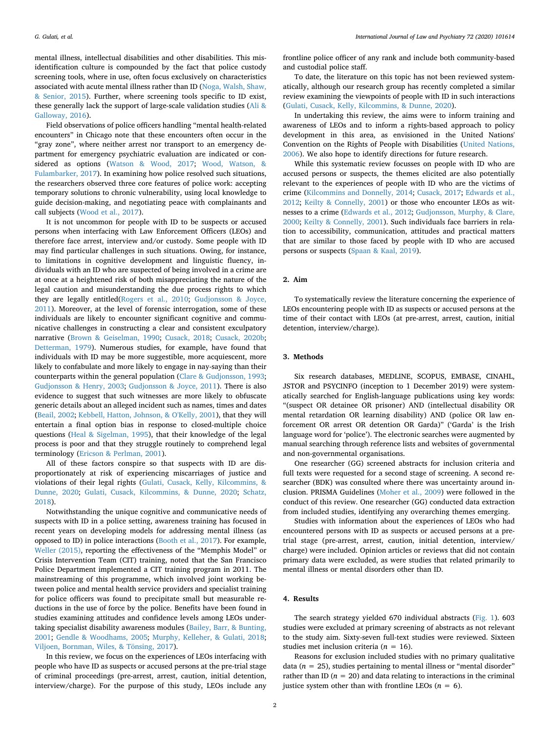mental illness, intellectual disabilities and other disabilities. This misidentification culture is compounded by the fact that police custody screening tools, where in use, often focus exclusively on characteristics associated with acute mental illness rather than ID (Noga, Walsh, Shaw, & Senior, 2015). Further, where screening tools specific to ID exist, these generally lack the support of large-scale validation studies (Ali & Galloway, 2016).

Field observations of police officers handling "mental health-related encounters" in Chicago note that these encounters often occur in the "gray zone", where neither arrest nor transport to an emergency department for emergency psychiatric evaluation are indicated or considered as options (Watson & Wood, 2017; Wood, Watson, & Fulambarker, 2017). In examining how police resolved such situations, the researchers observed three core features of police work: accepting temporary solutions to chronic vulnerability, using local knowledge to guide decision-making, and negotiating peace with complainants and call subjects (Wood et al., 2017).

It is not uncommon for people with ID to be suspects or accused persons when interfacing with Law Enforcement Officers (LEOs) and therefore face arrest, interview and/or custody. Some people with ID may find particular challenges in such situations. Owing, for instance, to limitations in cognitive development and linguistic fluency, individuals with an ID who are suspected of being involved in a crime are at once at a heightened risk of both misappreciating the nature of the legal caution and misunderstanding the due process rights to which they are legally entitled(Rogers et al., 2010; Gudjonsson & Joyce, 2011). Moreover, at the level of forensic interrogation, some of these individuals are likely to encounter significant cognitive and communicative challenges in constructing a clear and consistent exculpatory narrative (Brown & Geiselman, 1990; Cusack, 2018; Cusack, 2020b; Detterman, 1979). Numerous studies, for example, have found that individuals with ID may be more suggestible, more acquiescent, more likely to confabulate and more likely to engage in nay-saying than their counterparts within the general population (Clare & Gudjonsson, 1993; Gudjonsson & Henry, 2003; Gudjonsson & Joyce, 2011). There is also evidence to suggest that such witnesses are more likely to obfuscate generic details about an alleged incident such as names, times and dates (Beail, 2002; Kebbell, Hatton, Johnson, & O'Kelly, 2001), that they will entertain a final option bias in response to closed-multiple choice questions (Heal & Sigelman, 1995), that their knowledge of the legal process is poor and that they struggle routinely to comprehend legal terminology (Ericson & Perlman, 2001).

All of these factors conspire so that suspects with ID are disproportionately at risk of experiencing miscarriages of justice and violations of their legal rights (Gulati, Cusack, Kelly, Kilcommins, & Dunne, 2020; Gulati, Cusack, Kilcommins, & Dunne, 2020; Schatz, 2018).

Notwithstanding the unique cognitive and communicative needs of suspects with ID in a police setting, awareness training has focused in recent years on developing models for addressing mental illness (as opposed to ID) in police interactions (Booth et al., 2017). For example, Weller (2015), reporting the effectiveness of the "Memphis Model" or Crisis Intervention Team (CIT) training, noted that the San Francisco Police Department implemented a CIT training program in 2011. The mainstreaming of this programme, which involved joint working between police and mental health service providers and specialist training for police officers was found to precipitate small but measurable reductions in the use of force by the police. Benefits have been found in studies examining attitudes and confidence levels among LEOs undertaking specialist disability awareness modules (Bailey, Barr, & Bunting, 2001; Gendle & Woodhams, 2005; Murphy, Kelleher, & Gulati, 2018; Viljoen, Bornman, Wiles, & Tönsing, 2017).

In this review, we focus on the experiences of LEOs interfacing with people who have ID as suspects or accused persons at the pre-trial stage of criminal proceedings (pre-arrest, arrest, caution, initial detention, interview/charge). For the purpose of this study, LEOs include any frontline police officer of any rank and include both community-based and custodial police staff.

To date, the literature on this topic has not been reviewed systematically, although our research group has recently completed a similar review examining the viewpoints of people with ID in such interactions (Gulati, Cusack, Kelly, Kilcommins, & Dunne, 2020).

In undertaking this review, the aims were to inform training and awareness of LEOs and to inform a rights-based approach to policy development in this area, as envisioned in the United Nations' Convention on the Rights of People with Disabilities (United Nations, 2006). We also hope to identify directions for future research.

While this systematic review focusses on people with ID who are accused persons or suspects, the themes elicited are also potentially relevant to the experiences of people with ID who are the victims of crime (Kilcommins and Donnelly, 2014; Cusack, 2017; Edwards et al., 2012; Keilty & Connelly, 2001) or those who encounter LEOs as witnesses to a crime (Edwards et al., 2012; Gudjonsson, Murphy, & Clare, 2000; Keilty & Connelly, 2001). Such individuals face barriers in relation to accessibility, communication, attitudes and practical matters that are similar to those faced by people with ID who are accused persons or suspects (Spaan & Kaal, 2019).

## 2. Aim

To systematically review the literature concerning the experience of LEOs encountering people with ID as suspects or accused persons at the time of their contact with LEOs (at pre-arrest, arrest, caution, initial detention, interview/charge).

## 3. Methods

Six research databases, MEDLINE, SCOPUS, EMBASE, CINAHL, JSTOR and PSYCINFO (inception to 1 December 2019) were systematically searched for English-language publications using key words: "(suspect OR detainee OR prisoner) AND (intellectual disability OR mental retardation OR learning disability) AND (police OR law enforcement OR arrest OR detention OR Garda)" ('Garda' is the Irish language word for 'police'). The electronic searches were augmented by manual searching through reference lists and websites of governmental and non-governmental organisations.

One researcher (GG) screened abstracts for inclusion criteria and full texts were requested for a second stage of screening. A second researcher (BDK) was consulted where there was uncertainty around inclusion. PRISMA Guidelines (Moher et al., 2009) were followed in the conduct of this review. One researcher (GG) conducted data extraction from included studies, identifying any overarching themes emerging.

Studies with information about the experiences of LEOs who had encountered persons with ID as suspects or accused persons at a pre-trial stage (pre-arrest, arrest, caution, initial detention, interview/charge) were included. Opinion articles or reviews that did not contain primary data were excluded, as were studies that related primarily to mental illness or mental disorders other than ID.

## 4. Results

The search strategy yielded 670 individual abstracts (Fig. 1). 603 studies were excluded at primary screening of abstracts as not relevant to the study aim. Sixty-seven full-text studies were reviewed. Sixteen studies met inclusion criteria ($n = 16$).

Reasons for exclusion included studies with no primary qualitative data ($n = 25$), studies pertaining to mental illness or "mental disorder" rather than ID ($n = 20$) and data relating to interactions in the criminal justice system other than with frontline LEOs ($n = 6$).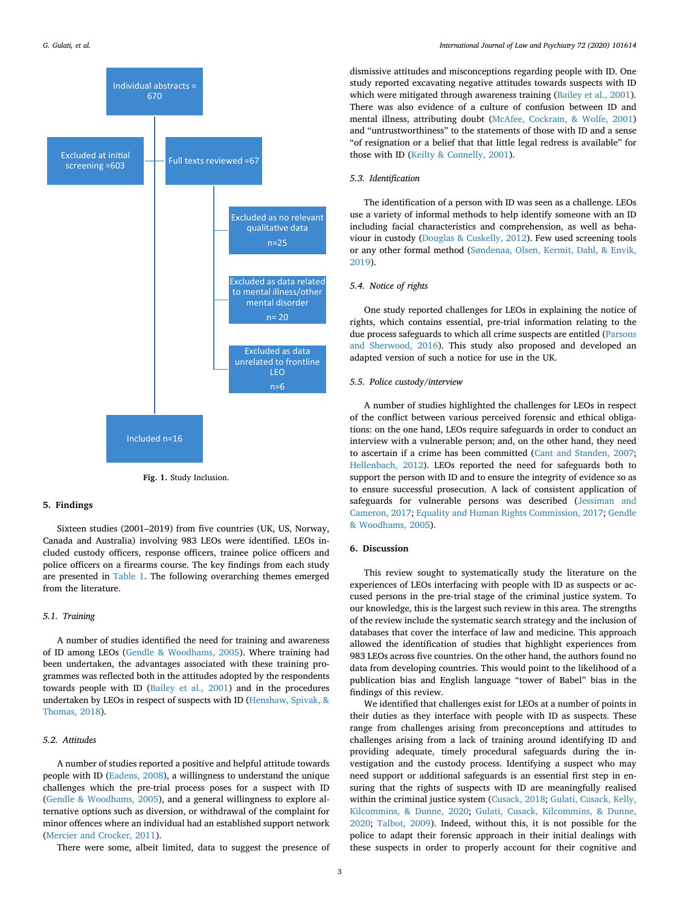Individual abstracts = 670

Excluded at initial screening =603

Full texts reviewed =67

Excluded as no relevant qualitative data n=25

Excluded as data related to mental illness/other mental disorder n= 20

Excluded as data unrelated to frontline LEO n=6

Included n=16

**Fig. 1.** Study Inclusion.

## 5. Findings

Sixteen studies (2001–2019) from five countries (UK, US, Norway, Canada and Australia) involving 983 LEOs were identified. LEOs included custody officers, response officers, trainee police officers and police officers on a firearms course. The key findings from each study are presented in Table 1. The following overarching themes emerged from the literature.

### 5.1. Training

A number of studies identified the need for training and awareness of ID among LEOs (Gendle & Woodhams, 2005). Where training had been undertaken, the advantages associated with these training programmes was reflected both in the attitudes adopted by the respondents towards people with ID (Bailey et al., 2001) and in the procedures undertaken by LEOs in respect of suspects with ID (Henshaw, Spivak, & Thomas, 2018).

### 5.2. Attitudes

A number of studies reported a positive and helpful attitude towards people with ID (Eadens, 2008), a willingness to understand the unique challenges which the pre-trial process poses for a suspect with ID (Gendle & Woodhams, 2005), and a general willingness to explore alternative options such as diversion, or withdrawal of the complaint for minor offences where an individual had an established support network (Mercier and Crocker, 2011).

There were some, albeit limited, data to suggest the presence of dismissive attitudes and misconceptions regarding people with ID. One study reported excavating negative attitudes towards suspects with ID which were mitigated through awareness training (Bailey et al., 2001). There was also evidence of a culture of confusion between ID and mental illness, attributing doubt (McAfee, Cockram, & Wolfe, 2001) and "untrustworthiness" to the statements of those with ID and a sense "of resignation or a belief that that little legal redress is available" for those with ID (Keilty & Connelly, 2001).

### 5.3. Identification

The identification of a person with ID was seen as a challenge. LEOs use a variety of informal methods to help identify someone with an ID including facial characteristics and comprehension, as well as behaviour in custody (Douglas & Cuskelly, 2012). Few used screening tools or any other formal method (Søndenaa, Olsen, Kermit, Dahl, & Envik, 2019).

### 5.4. Notice of rights

One study reported challenges for LEOs in explaining the notice of rights, which contains essential, pre-trial information relating to the due process safeguards to which all crime suspects are entitled (Parsons and Sherwood, 2016). This study also proposed and developed an adapted version of such a notice for use in the UK.

### 5.5. Police custody/interview

A number of studies highlighted the challenges for LEOs in respect of the conflict between various perceived forensic and ethical obligations: on the one hand, LEOs require safeguards in order to conduct an interview with a vulnerable person; and, on the other hand, they need to ascertain if a crime has been committed (Cant and Standen, 2007; Hellenbach, 2012). LEOs reported the need for safeguards both to support the person with ID and to ensure the integrity of evidence so as to ensure successful prosecution. A lack of consistent application of safeguards for vulnerable persons was described (Jessiman and Cameron, 2017; Equality and Human Rights Commission, 2017; Gendle & Woodhams, 2005).

## 6. Discussion

This review sought to systematically study the literature on the experiences of LEOs interfacing with people with ID as suspects or accused persons in the pre-trial stage of the criminal justice system. To our knowledge, this is the largest such review in this area. The strengths of the review include the systematic search strategy and the inclusion of databases that cover the interface of law and medicine. This approach allowed the identification of studies that highlight experiences from 983 LEOs across five countries. On the other hand, the authors found no data from developing countries. This would point to the likelihood of a publication bias and English language "tower of Babel" bias in the findings of this review.

We identified that challenges exist for LEOs at a number of points in their duties as they interface with people with ID as suspects. These range from challenges arising from preconceptions and attitudes to challenges arising from a lack of training around identifying ID and providing adequate, timely procedural safeguards during the investigation and the custody process. Identifying a suspect who may need support or additional safeguards is an essential first step in ensuring that the rights of suspects with ID are meaningfully realised within the criminal justice system (Cusack, 2018; Gulati, Cusack, Kelly, Kilcommins, & Dunne, 2020; Gulati, Cusack, Kilcommins, & Dunne, 2020; Talbot, 2009). Indeed, without this, it is not possible for the police to adapt their forensic approach in their initial dealings with these suspects in order to properly account for their cognitive and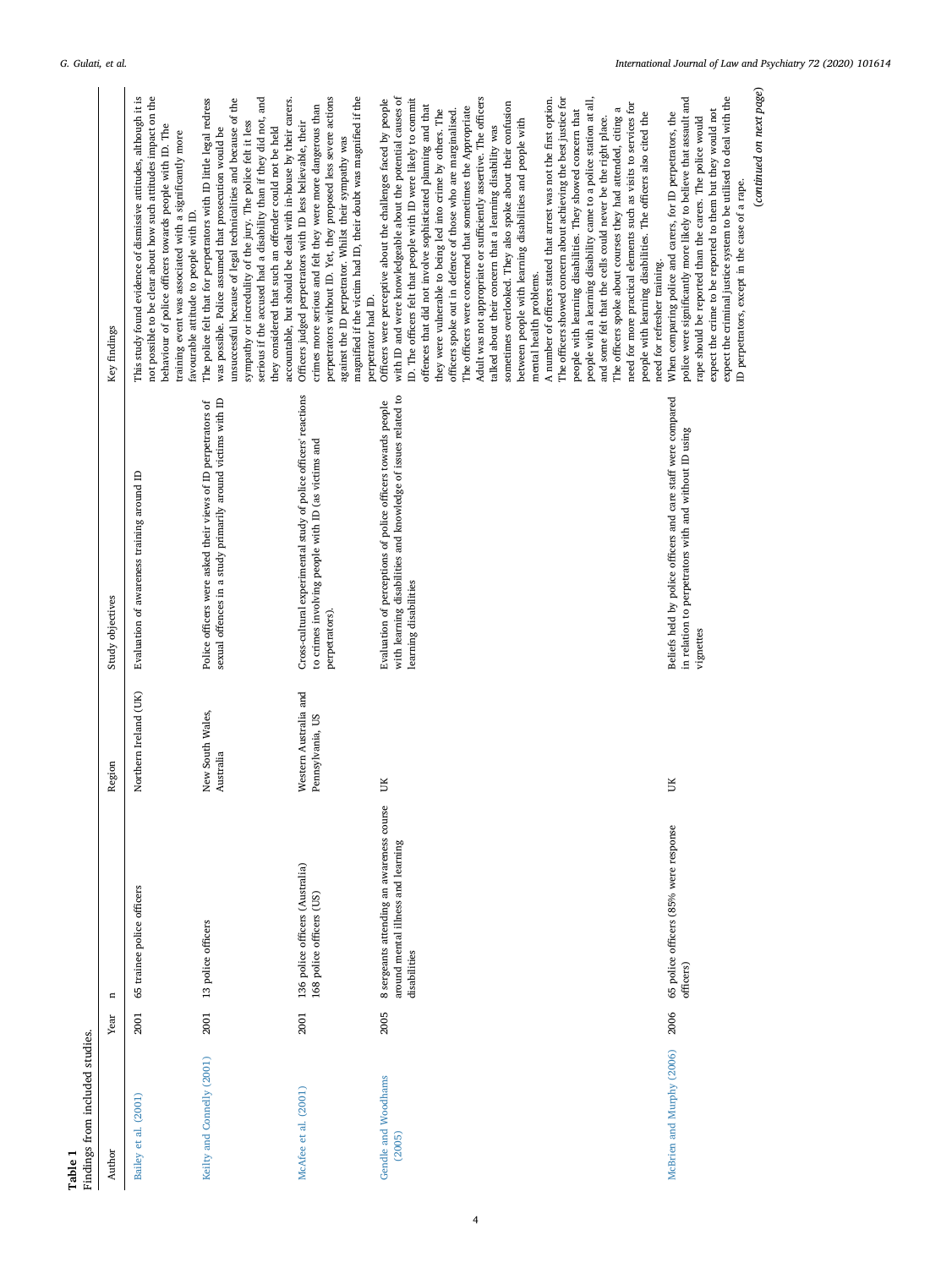**Table 1**
Findings from included studies.

| Author | Year | n | Region | Study objectives | Key findings |
|---|---|---|---|---|---|
| Bailey et al. (2001) | 2001 | 65 trainee police officers | Northern Ireland (UK) | Evaluation of awareness training around ID | This study found evidence of dismissive attitudes, although it is not possible to be clear about how such attitudes impact on the behaviour of police officers towards people with ID. The training event was associated with a significantly more favourable attitude to people with ID. |
| Keilty and Connelly (2001) | 2001 | 13 police officers | New South Wales, Australia | Police officers were asked their views of ID perpetrators of sexual offences in a study primarily around victims with ID | The police felt that for perpetrators with ID little legal redress was possible. Police assumed that prosecution would be unsuccessful because of legal technicalities and because of the sympathy or incredulity of the jury. The police felt it less serious if the accused had a disability than if they did not, and they considered that such an offender could not be held accountable, but should be dealt with in-house by their carers. |
| McAfee et al. (2001) | 2001 | 136 police officers (Australia)<br>168 police officers (US) | Western Australia and Pennsylvania, US | Cross-cultural experimental study of police officers' reactions to crimes involving people with ID (as victims and perpetrators). | Officers judged perpetrators with ID less believable, their crimes more serious and felt they were more dangerous than perpetrators without ID. Yet, they proposed less severe actions against the ID perpetrator. Whilst their sympathy was magnified if the victim had ID, their doubt was magnified if the perpetrator had ID. |
| Gendle and Woodhams (2005) | 2005 | 8 sergeants attending an awareness course around mental illness and learning disabilities | UK | Evaluation of perceptions of police officers towards people with learning disabilities and knowledge of issues related to learning disabilities | Officers were perceptive about the challenges faced by people with ID and were knowledgeable about the potential causes of ID. The officers felt that people with ID were likely to commit offences that did not involve sophisticated planning and that they were vulnerable to being led into crime by others. The officers spoke out in defence of those who are marginalised. The officers were concerned that sometimes the Appropriate Adult was not appropriate or sufficiently assertive. The officers talked about their concern that a learning disability was sometimes overlooked. They also spoke about their confusion between people with learning disabilities and people with mental health problems.<br>A number of officers stated that arrest was not the first option. The officers showed concern about achieving the best justice for people with learning disabilities. They showed concern that people with a learning disability came to a police station at all, and some felt that the cells could never be the right place. The officers spoke about courses they had attended, citing a need for more practical elements such as visits to services for people with learning disabilities. The officers also cited the need for refresher training. |
| McBrien and Murphy (2006) | 2006 | 65 police officers (85% were response officers) | UK | Beliefs held by police officers and care staff were compared in relation to perpetrators with and without ID using vignettes | When comparing police and carers, for ID perpetrators, the police were significantly more likely to believe that assault and rape should be reported than the carers. The police would expect the crime to be reported to them but they would not expect the criminal justice system to be utilised to deal with the ID perpetrators, except in the case of a rape. |

(*continued on next page*)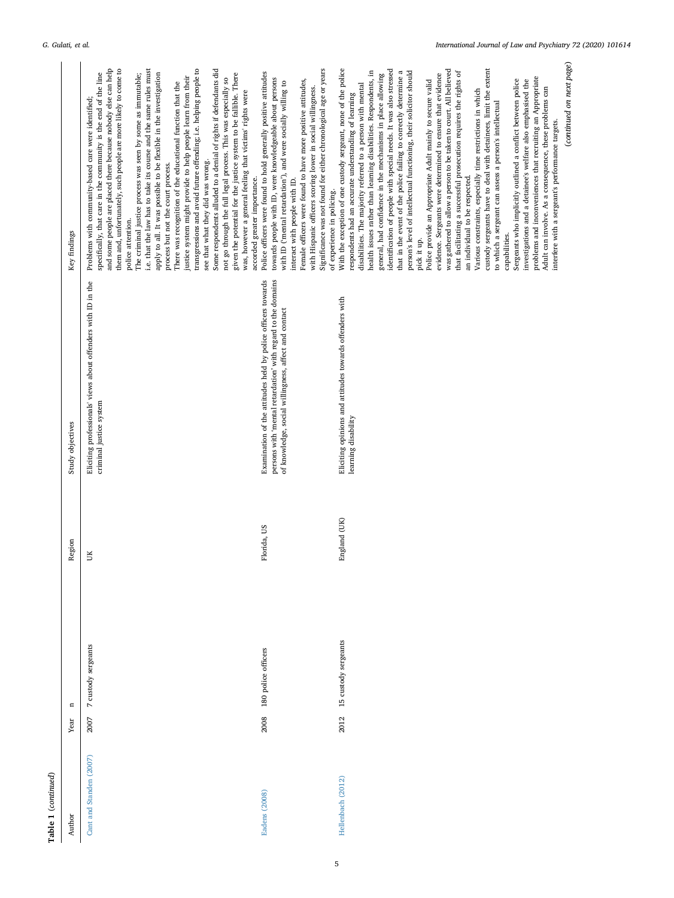**Table 1** (*continued*)

| Author | Year | n | Region | Study objectives | Key findings |
|---|---|---|---|---|---|
| Cant and Standen (2007) | 2007 | 7 custody sergeants | UK | Eliciting professionals' views about offenders with ID in the criminal justice system | Problems with community-based care were identified; specifically, that care in the community is the end of the line and some people are placed there because nobody else can help them and, unfortunately, such people are more likely to come to police attention.<br>The criminal justice process was seen by some as immutable; i.e. that the law has to take its course and the same rules must apply to all. It was possible to be flexible in the investigation process but not the court process.<br>There was recognition of the educational function that the justice system might provide to help people learn from their transgressions and avoid future offending; i.e. helping people to see that what they did was wrong.<br>Some respondents alluded to a denial of rights if defendants did not go through the full legal process. This was especially so given the potential for the justice system to be fallible. There was, however a general feeling that victims' rights were accorded greater importance. |
| Eadens (2008) | 2008 | 180 police officers | Florida, US | Examination of the attitudes held by police officers towards persons with 'mental retardation' with regard to the domains of knowledge, social willingness, affect and contact | Police officers were found to hold generally positive attitudes towards people with ID, were knowledgeable about persons with ID ('mental retardation'), and were socially willing to interact with people with ID.<br>Female officers were found to have more positive attitudes, with Hispanic officers scoring lower in social willingness.<br>Significance was not found for either chronological age or years of experience in policing. |
| Hellenbach (2012) | 2012 | 15 custody sergeants | England (UK) | Eliciting opinions and attitudes towards offenders with learning disability | With the exception of one custody sergeant, none of the police respondents had an accurate understanding of learning disabilities. The majority referred to a person with mental health issues rather than learning disabilities. Respondents, in general, had confidence in the mechanisms in place allowing identification of people with special needs. It was also stressed that in the event of the police failing to correctly determine a person's level of intellectual functioning, their solicitor should pick it up.<br>Police provide an Appropriate Adult mainly to secure valid evidence. Sergeants were determined to ensure that evidence was gathered to allow a person to be taken to court. All believed that facilitating a successful prosecution requires the rights of an individual to be respected.<br>Various constraints, especially time restrictions in which custody sergeants have to deal with detainees, limit the extent to which a sergeant can assess a person's intellectual capabilities.<br>Sergeants who implicitly outlined a conflict between police investigations and a detainee's welfare also emphasised the problems and inconveniences that recruiting an Appropriate Adult can involve. As a consequence, these problems can interfere with a sergeant's performance targets. |

(*continued on next page*)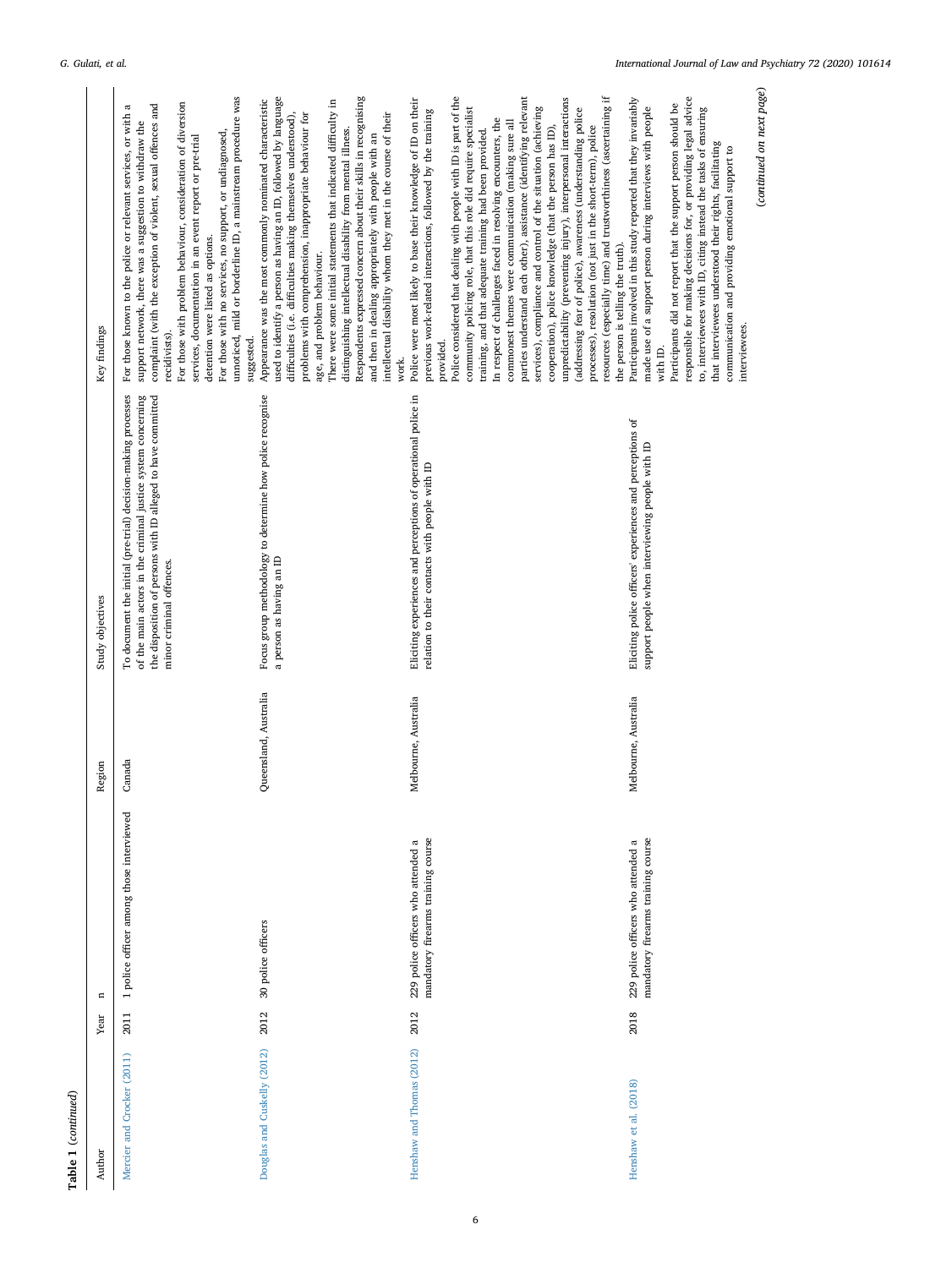**Table 1** (*continued*)

| Author | Year | n | Region | Study objectives | Key findings |
|---|---|---|---|---|---|
| Mercier and Crocker (2011) | 2011 | 1 police officer among those interviewed | Canada | To document the initial (pre-trial) decision-making processes of the main actors in the criminal justice system concerning the disposition of persons with ID alleged to have committed minor criminal offences. | For those known to the police or relevant services, or with a support network, there was a suggestion to withdraw the complaint (with the exception of violent, sexual offences and recidivists).<br>For those with problem behaviour, consideration of diversion services, documentation in an event report or pre-trial detention were listed as options.<br>For those with no services, no support, or undiagnosed, unnoticed, mild or borderline ID, a mainstream procedure was suggested. |
| Douglas and Cuskelly (2012) | 2012 | 30 police officers | Queensland, Australia | Focus group methodology to determine how police recognise a person as having an ID | Appearance was the most commonly nominated characteristic used to identify a person as having an ID, followed by language difficulties (i.e. difficulties making themselves understood), problems with comprehension, inappropriate behaviour for age, and problem behaviour.<br>There were some initial statements that indicated difficulty in distinguishing intellectual disability from mental illness.<br>Respondents expressed concern about their skills in recognising and then in dealing appropriately with people with an intellectual disability whom they met in the course of their work. |
| Henshaw and Thomas (2012) | 2012 | 229 police officers who attended a mandatory firearms training course | Melbourne, Australia | Eliciting experiences and perceptions of operational police in relation to their contacts with people with ID | Police were most likely to base their knowledge of ID on their previous work-related interactions, followed by the training provided.<br>Police considered that dealing with people with ID is part of the community policing role, that this role did require specialist training, and that adequate training had been provided.<br>In respect of challenges faced in resolving encounters, the commonest themes were communication (making sure all parties understand each other), assistance (identifying relevant services), compliance and control of the situation (achieving cooperation), police knowledge (that the person has ID), unpredictability (preventing injury), interpersonal interactions (addressing fear of police), awareness (understanding police processes), resolution (not just in the short-term), police resources (especially time) and trustworthiness (ascertaining if the person is telling the truth). |
| Henshaw et al. (2018) | 2018 | 229 police officers who attended a mandatory firearms training course | Melbourne, Australia | Eliciting police officers' experiences and perceptions of support people when interviewing people with ID | Participants involved in this study reported that they invariably made use of a support person during interviews with people with ID.<br>Participants did not report that the support person should be responsible for making decisions for, or providing legal advice to, interviewees with ID, citing instead the tasks of ensuring that interviewees understood their rights, facilitating communication and providing emotional support to interviewees. |

(*continued on next page*)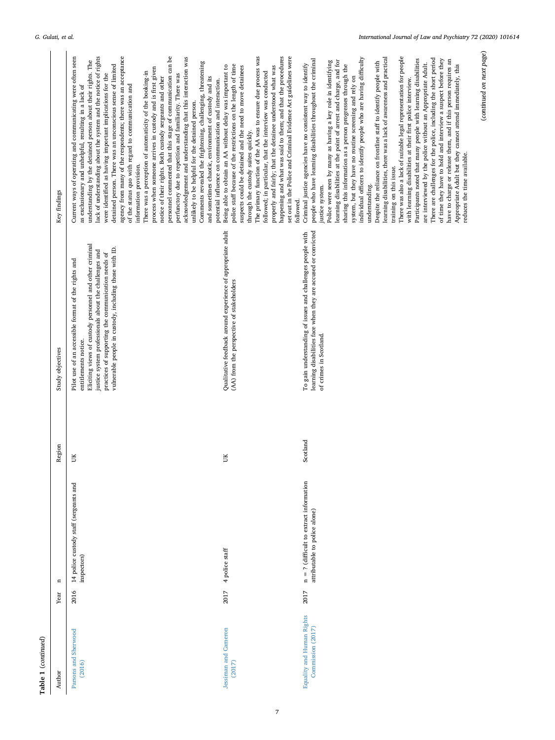Table 1 (*continued*)

| Author | Year | n | Region | Study objectives | Key findings |
|---|---|---|---|---|---|
| Parsons and Sherwood (2016) | 2016 | 14 police custody staff (sergeants and inspectors) | UK | Pilot use of an accessible format of the rights and entitlements notice. Eliciting views of custody personnel and other criminal justice system professionals about the challenges and practices of supporting the communication needs of vulnerable people in custody, including those with ID. | Current ways of operating and communicating were often seen as exclusionary and unhelpful, resulting in a lack of understanding by the detained person about their rights. The lack of understanding about the system and the notice of rights were identified as having important implications for the detained person. There was an unconscious sense of limited agency from many of the respondents; there was an acceptance of the status quo with regard to communication and information provision. There was a perception of automaticity of the booking-in process when someone arrives in custody and is first given notice of their rights. Both custody sergeants and other personnel commented that this stage of communication can be perfunctory due to repetition and familiarity. There was acknowledgement and understanding that this interaction was unlikely to be helpful for the detained person. Comments revealed the frightening, challenging, threatening and sometimes chaotic, environment of custody and its potential influence on communication and interaction. |
| Jessiman and Cameron (2017) | 2017 | 4 police staff | UK | Qualitative feedback around experience of appropriate adult (AA) from the perspective of stakeholders | Being able to obtain an AA without delay was important to police staff because of the restrictions on the length of time suspects could be detained and the need to move detainees through the custody suites quickly. The primary function of the AA was to ensure due process was followed; in particular, that the interview was conducted properly and fairly; that the detainee understood what was happening and what was said to them; and that the procedures set out in the Police and Criminal Evidence Act guidelines were followed. |
| Equality and Human Rights Commission (2017) | 2017 | n = ? (difficult to extract information attributable to police alone) | Scotland | To gain understanding of issues and challenges people with learning disabilities face when they are accused or convicted of crimes in Scotland. | Criminal justice agencies have no consistent way to identify people who have learning disabilities throughout the criminal justice system. Police were seen by many as having a key role in identifying learning disabilities at the point of arrest and charge, and for sharing this information as a person progresses through the system, but they have no routine screening and rely on individual officers to identify people who are having difficulty understanding. Despite the reliance on frontline staff to identify people with learning disabilities, there was a lack of awareness and practical training on this issue. There was also a lack of suitable legal representation for people with learning disabilities at their first police interview. Participants noted that many people with learning disabilities are interviewed by the police without an Appropriate Adult. There are challenges for the police, including the short period of time they have to hold and interview a suspect before they have to charge or release them, and if this person requires an Appropriate Adult but they cannot attend immediately, this reduces the time available. |

(*continued on next page*)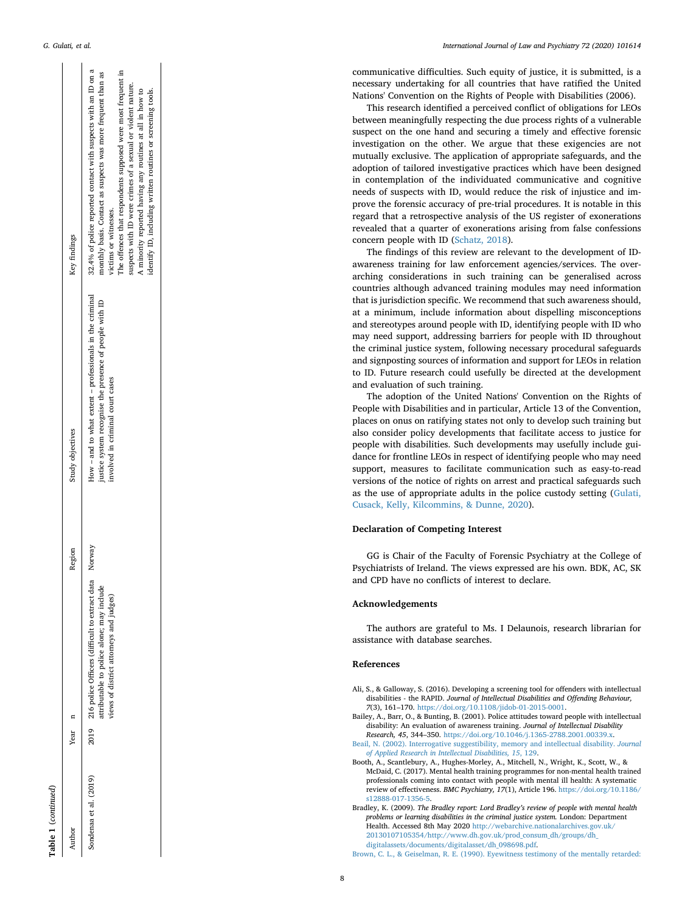**Table 1** (*continued*)

| Author | Year | n | Region | Study objectives | Key findings |
|---|---|---|---|---|---|
| Sondenaa et al. (2019) | 2019 | 216 police Officers (difficult to extract data attributable to police alone; may include views of district attorneys and judges) | Norway | How – and to what extent – professionals in the criminal justice system recognise the presence of people with ID involved in criminal court cases | 32.4% of police reported contact with suspects with an ID on a monthly basis. Contact as suspects was more frequent than as victims or witnesses.<br>The offences that respondents supposed were most frequent in suspects with ID were crimes of a sexual or violent nature.<br>A minority reported having any routines at all in how to identify ID, including written routines or screening tools. |

communicative difficulties. Such equity of justice, it is submitted, is a necessary undertaking for all countries that have ratified the United Nations' Convention on the Rights of People with Disabilities (2006).

This research identified a perceived conflict of obligations for LEOs between meaningfully respecting the due process rights of a vulnerable suspect on the one hand and securing a timely and effective forensic investigation on the other. We argue that these exigencies are not mutually exclusive. The application of appropriate safeguards, and the adoption of tailored investigative practices which have been designed in contemplation of the individuated communicative and cognitive needs of suspects with ID, would reduce the risk of injustice and improve the forensic accuracy of pre-trial procedures. It is notable in this regard that a retrospective analysis of the US register of exonerations revealed that a quarter of exonerations arising from false confessions concern people with ID (Schatz, 2018).

The findings of this review are relevant to the development of ID-awareness training for law enforcement agencies/services. The overarching considerations in such training can be generalised across countries although advanced training modules may need information that is jurisdiction specific. We recommend that such awareness should, at a minimum, include information about dispelling misconceptions and stereotypes around people with ID, identifying people with ID who may need support, addressing barriers for people with ID throughout the criminal justice system, following necessary procedural safeguards and signposting sources of information and support for LEOs in relation to ID. Future research could usefully be directed at the development and evaluation of such training.

The adoption of the United Nations' Convention on the Rights of People with Disabilities and in particular, Article 13 of the Convention, places on onus on ratifying states not only to develop such training but also consider policy developments that facilitate access to justice for people with disabilities. Such developments may usefully include guidance for frontline LEOs in respect of identifying people who may need support, measures to facilitate communication such as easy-to-read versions of the notice of rights on arrest and practical safeguards such as the use of appropriate adults in the police custody setting (Gulati, Cusack, Kelly, Kilcommins, & Dunne, 2020).

## Declaration of Competing Interest

GG is Chair of the Faculty of Forensic Psychiatry at the College of Psychiatrists of Ireland. The views expressed are his own. BDK, AC, SK and CPD have no conflicts of interest to declare.

## Acknowledgements

The authors are grateful to Ms. I Delaunois, research librarian for assistance with database searches.

## References

Ali, S., & Galloway, S. (2016). Developing a screening tool for offenders with intellectual disabilities - the RAPID. *Journal of Intellectual Disabilities and Offending Behaviour, 7*(3), 161–170. https://doi.org/10.1108/jidob-01-2015-0001.

Bailey, A., Barr, O., & Bunting, B. (2001). Police attitudes toward people with intellectual disability: An evaluation of awareness training. *Journal of Intellectual Disability Research, 45*, 344–350. https://doi.org/10.1046/j.1365-2788.2001.00339.x.

Beail, N. (2002). Interrogative suggestibility, memory and intellectual disability. *Journal of Applied Research in Intellectual Disabilities, 15*, 129.

Booth, A., Scantlebury, A., Hughes-Morley, A., Mitchell, N., Wright, K., Scott, W., & McDaid, C. (2017). Mental health training programmes for non-mental health trained professionals coming into contact with people with mental ill health: A systematic review of effectiveness. *BMC Psychiatry, 17*(1), Article 196. https://doi.org/10.1186/s12888-017-1356-5.

Bradley, K. (2009). *The Bradley report: Lord Bradley's review of people with mental health problems or learning disabilities in the criminal justice system.* London: Department Health. Accessed 8th May 2020 http://webarchive.nationalarchives.gov.uk/20130107105354/http://www.dh.gov.uk/prod_consum_dh/groups/dh_digitalassets/documents/digitalasset/dh_098698.pdf.

Brown, C. L., & Geiselman, R. E. (1990). Eyewitness testimony of the mentally retarded: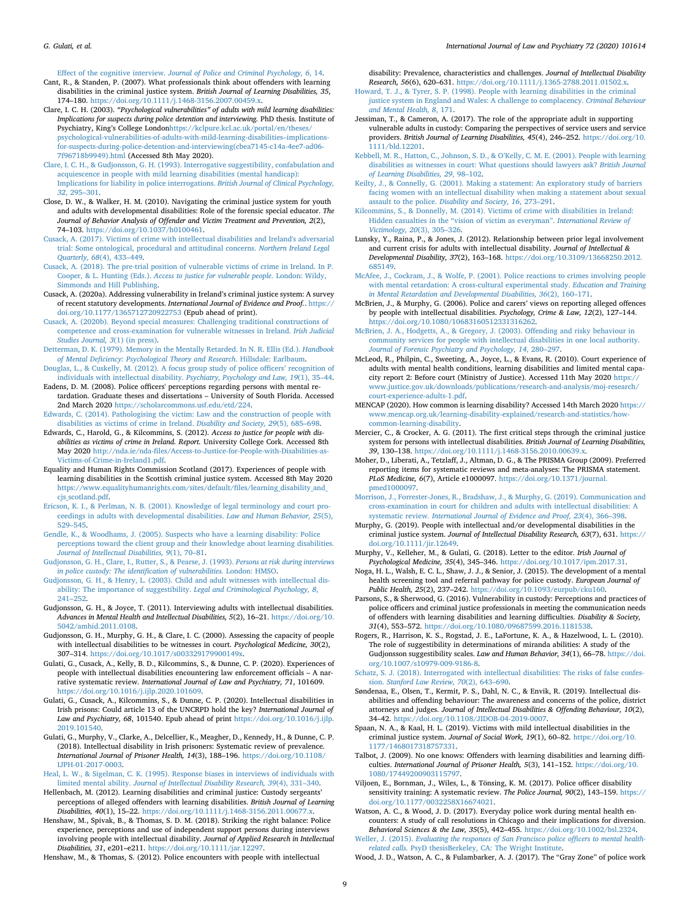Effect of the cognitive interview. *Journal of Police and Criminal Psychology, 6*, 14.

Cant, R., & Standen, P. (2007). What professionals think about offenders with learning disabilities in the criminal justice system. *British Journal of Learning Disabilities, 35*, 174–180. https://doi.org/10.1111/j.1468-3156.2007.00459.x.

Clare, I. C. H. (2003). *"Psychological vulnerabilities" of adults with mild learning disabilities: Implications for suspects during police detention and interviewing.* PhD thesis. Institute of Psychiatry, King's College Londonhttps://kclpure.kcl.ac.uk/portal/en/theses/psychological-vulnerabilities-of-adults-with-mild-learning-disabilities–implications-for-suspects-during-police-detention-and-interviewing(cbea7145-c14a-4ee7-ad06-7f96718b9949).html (Accessed 8th May 2020).

Clare, I. C. H., & Gudjonsson, G. H. (1993). Interrogative suggestibility, confabulation and acquiescence in people with mild learning disabilities (mental handicap): Implications for liability in police interrogations. *British Journal of Clinical Psychology, 32*, 295–301.

Close, D. W., & Walker, H. M. (2010). Navigating the criminal justice system for youth and adults with developmental disabilities: Role of the forensic special educator. *The Journal of Behavior Analysis of Offender and Victim Treatment and Prevention, 2*(2), 74–103. https://doi.org/10.1037/h0100461.

Cusack, A. (2017). Victims of crime with intellectual disabilities and Ireland's adversarial trial: Some ontological, procedural and attitudinal concerns. *Northern Ireland Legal Quarterly, 68*(4), 433–449.

Cusack, A. (2018). The pre-trial position of vulnerable victims of crime in Ireland. In P. Cooper, & L. Hunting (Eds.). *Access to justice for vulnerable people*. London: Wildy, Simmonds and Hill Publishing.

Cusack, A. (2020a). Addressing vulnerability in Ireland's criminal justice system: A survey of recent statutory developments. *International Journal of Evidence and Proof.*. https://doi.org/10.1177/1365712720922753 (Epub ahead of print).

Cusack, A. (2020b). Beyond special measures: Challenging traditional constructions of competence and cross-examination for vulnerable witnesses in Ireland. *Irish Judicial Studies Journal, 3*(1) (in press).

Detterman, D. K. (1979). Memory in the Mentally Retarded. In N. R. Ellis (Ed.). *Handbook of Mental Deficiency: Psychological Theory and Research*. Hillsdale: Earlbaum.

Douglas, L., & Cuskelly, M. (2012). A focus group study of police officers' recognition of individuals with intellectual disability. *Psychiatry, Psychology and Law, 19*(1), 35–44.

Eadens, D. M. (2008). Police officers' perceptions regarding persons with mental retardation. Graduate theses and dissertations – University of South Florida. Accessed 2nd March 2020 https://scholarcommons.usf.edu/etd/224.

Edwards, C. (2014). Pathologising the victim: Law and the construction of people with disabilities as victims of crime in Ireland. *Disability and Society, 29*(5), 685–698.

Edwards, C., Harold, G., & Kilcommins, S. (2012). *Access to justice for people with disabilities as victims of crime in Ireland. Report.* University College Cork. Accessed 8th May 2020 http://nda.ie/nda-files/Access-to-Justice-for-People-with-Disabilities-as-Victims-of-Crime-in-Ireland1.pdf.

Equality and Human Rights Commission Scotland (2017). Experiences of people with learning disabilities in the Scottish criminal justice system. Accessed 8th May 2020 https://www.equalityhumanrights.com/sites/default/files/learning_disability_and_cjs_scotland.pdf.

Ericson, K. I., & Perlman, N. B. (2001). Knowledge of legal terminology and court proceedings in adults with developmental disabilities. *Law and Human Behavior, 25*(5), 529–545.

Gendle, K., & Woodhams, J. (2005). Suspects who have a learning disability: Police perceptions toward the client group and their knowledge about learning disabilities. *Journal of Intellectual Disabilities, 9*(1), 70–81.

Gudjonsson, G. H., Clare, I., Rutter, S., & Pearse, J. (1993). *Persons at risk during interviews in police custody: The identification of vulnerabilities.* London: HMSO.

Gudjonsson, G. H., & Henry, L. (2003). Child and adult witnesses with intellectual disability: The importance of suggestibility. *Legal and Criminological Psychology, 8*, 241–252.

Gudjonsson, G. H., & Joyce, T. (2011). Interviewing adults with intellectual disabilities. *Advances in Mental Health and Intellectual Disabilities, 5*(2), 16–21. https://doi.org/10.5042/amhid.2011.0108.

Gudjonsson, G. H., Murphy, G. H., & Clare, I. C. H. (2000). Assessing the capacity of people with intellectual disabilities to be witnesses in court. *Psychological Medicine, 30*(2), 307–314. https://doi.org/10.1017/s003329179900149x.

Gulati, G., Cusack, A., Kelly, B. D., Kilcommins, S., & Dunne, C. P. (2020). Experiences of people with intellectual disabilities encountering law enforcement officials – A narrative systematic review. *International Journal of Law and Psychiatry, 71*, 101609. https://doi.org/10.1016/j.ijlp.2020.101609.

Gulati, G., Cusack, A., Kilcommins, S., & Dunne, C. P. (2020). Intellectual disabilities in Irish prisons: Could article 13 of the UNCRPD hold the key? *International Journal of Law and Psychiatry, 68*, 101540. Epub ahead of print https://doi.org/10.1016/j.ijlp.2019.101540.

Gulati, G., Murphy, V., Clarke, A., Delcellier, K., Meagher, D., Kennedy, H., & Dunne, C. P. (2018). Intellectual disability in Irish prisoners: Systematic review of prevalence. *International Journal of Prisoner Health, 14*(3), 188–196. https://doi.org/10.1108/IJPH-01-2017-0003.

Heal, L. W., & Sigelman, C. K. (1995). Response biases in interviews of individuals with limited mental ability. *Journal of Intellectual Disability Research, 39*(4), 331–340.

Hellenbach, M. (2012). Learning disabilities and criminal justice: Custody sergeants' perceptions of alleged offenders with learning disabilities. *British Journal of Learning Disabilities, 40*(1), 15–22. https://doi.org/10.1111/j.1468-3156.2011.00677.x.

Henshaw, M., Spivak, B., & Thomas, S. D. M. (2018). Striking the right balance: Police experience, perceptions and use of independent support persons during interviews involving people with intellectual disability. *Journal of Applied Research in Intellectual Disabilities, 31*, e201–e211. https://doi.org/10.1111/jar.12297.

Henshaw, M., & Thomas, S. (2012). Police encounters with people with intellectual disability: Prevalence, characteristics and challenges. *Journal of Intellectual Disability Research, 56*(6), 620–631. https://doi.org/10.1111/j.1365-2788.2011.01502.x.

Howard, T. J., & Tyrer, S. P. (1998). People with learning disabilities in the criminal justice system in England and Wales: A challenge to complacency. *Criminal Behaviour and Mental Health, 8*, 171.

Jessiman, T., & Cameron, A. (2017). The role of the appropriate adult in supporting vulnerable adults in custody: Comparing the perspectives of service users and service providers. *British Journal of Learning Disabilities, 45*(4), 246–252. https://doi.org/10.1111/bld.12201.

Kebbell, M. R., Hatton, C., Johnson, S. D., & O'Kelly, C. M. E. (2001). People with learning disabilities as witnesses in court: What questions should lawyers ask? *British Journal of Learning Disabilities, 29*, 98–102.

Keilty, J., & Connelly, G. (2001). Making a statement: An exploratory study of barriers facing women with an intellectual disability when making a statement about sexual assault to the police. *Disability and Society, 16*, 273–291.

Kilcommins, S., & Donnelly, M. (2014). Victims of crime with disabilities in Ireland: Hidden casualties in the "vision of victim as everyman". *International Review of Victimology, 20*(3), 305–326.

Lunsky, Y., Raina, P., & Jones, J. (2012). Relationship between prior legal involvement and current crisis for adults with intellectual disability. *Journal of Intellectual & Developmental Disability, 37*(2), 163–168. https://doi.org/10.3109/13668250.2012.685149.

McAfee, J., Cockram, J., & Wolfe, P. (2001). Police reactions to crimes involving people with mental retardation: A cross-cultural experimental study. *Education and Training in Mental Retardation and Developmental Disabilities, 36*(2), 160–171.

McBrien, J., & Murphy, G. (2006). Police and carers' views on reporting alleged offences by people with intellectual disabilities. *Psychology, Crime & Law, 12*(2), 127–144. https://doi.org/10.1080/10683160512331316262.

McBrien, J. A., Hodgetts, A., & Gregory, J. (2003). Offending and risky behaviour in community services for people with intellectual disabilities in one local authority. *Journal of Forensic Psychiatry and Psychology, 14*, 280–297.

McLeod, R., Philpin, C., Sweeting, A., Joyce, L., & Evans, R. (2010). Court experience of adults with mental health conditions, learning disabilities and limited mental capacity report 2: Before court (Ministry of Justice). Accessed 11th May 2020 https://www.justice.gov.uk/downloads/publications/research-and-analysis/moj-research/court-experience-adults-1.pdf.

MENCAP (2020). How common is learning disability? Accessed 14th March 2020 https://www.mencap.org.uk/learning-disability-explained/research-and-statistics/how-common-learning-disability.

Mercier, C., & Crocker, A. G. (2011). The first critical steps through the criminal justice system for persons with intellectual disabilities. *British Journal of Learning Disabilities, 39*, 130–138. https://doi.org/10.1111/j.1468-3156.2010.00639.x.

Moher, D., Liberati, A., Tetzlaff, J., Altman, D. G., & The PRISMA Group (2009). Preferred reporting items for systematic reviews and meta-analyses: The PRISMA statement. *PLoS Medicine, 6*(7), Article e1000097. https://doi.org/10.1371/journal.pmed1000097.

Morrison, J., Forrester-Jones, R., Bradshaw, J., & Murphy, G. (2019). Communication and cross-examination in court for children and adults with intellectual disabilities: A systematic review. *International Journal of Evidence and Proof, 23*(4), 366–398.

Murphy, G. (2019). People with intellectual and/or developmental disabilities in the criminal justice system. *Journal of Intellectual Disability Research, 63*(7), 631. https://doi.org/10.1111/jir.12649.

Murphy, V., Kelleher, M., & Gulati, G. (2018). Letter to the editor. *Irish Journal of Psychological Medicine, 35*(4), 345–346. https://doi.org/10.1017/ipm.2017.31.

Noga, H. L., Walsh, E. C. L., Shaw, J. J., & Senior, J. (2015). The development of a mental health screening tool and referral pathway for police custody. *European Journal of Public Health, 25*(2), 237–242. https://doi.org/10.1093/eurpub/cku160.

Parsons, S., & Sherwood, G. (2016). Vulnerability in custody: Perceptions and practices of police officers and criminal justice professionals in meeting the communication needs of offenders with learning disabilities and learning difficulties. *Disability & Society, 31*(4), 553–572. https://doi.org/10.1080/09687599.2016.1181538.

Rogers, R., Harrison, K. S., Rogstad, J. E., LaFortune, K. A., & Hazelwood, L. L. (2010). The role of suggestibility in determinations of miranda abilities: A study of the Gudjonsson suggestibility scales. *Law and Human Behavior, 34*(1), 66–78. https://doi.org/10.1007/s10979-009-9186-8.

Schatz, S. J. (2018). Interrogated with intellectual disabilities: The risks of false confession. *Stanford Law Review, 70*(2), 643–690.

Søndenaa, E., Olsen, T., Kermit, P. S., Dahl, N. C., & Envik, R. (2019). Intellectual disabilities and offending behaviour: The awareness and concerns of the police, district attorneys and judges. *Journal of Intellectual Disabilities & Offending Behaviour, 10*(2), 34–42. https://doi.org/10.1108/JIDOB-04-2019-0007.

Spaan, N. A., & Kaal, H. L. (2019). Victims with mild intellectual disabilities in the criminal justice system. *Journal of Social Work, 19*(1), 60–82. https://doi.org/10.1177/1468017318757331.

Talbot, J. (2009). No one knows: Offenders with learning disabilities and learning difficulties. *International Journal of Prisoner Health, 5*(3), 141–152. https://doi.org/10.1080/17449200903115797.

Viljoen, E., Bornman, J., Wiles, L., & Tönsing, K. M. (2017). Police officer disability sensitivity training: A systematic review. *The Police Journal, 90*(2), 143–159. https://doi.org/10.1177/0032258X16674021.

Watson, A. C., & Wood, J. D. (2017). Everyday police work during mental health encounters: A study of call resolutions in Chicago and their implications for diversion. *Behavioral Sciences & the Law, 35*(5), 442–455. https://doi.org/10.1002/bsl.2324.

Weller, J. (2015). *Evaluating the responses of San Francisco police officers to mental health-related calls.* PsyD thesisBerkeley, CA: The Wright Institute.

Wood, J. D., Watson, A. C., & Fulambarker, A. J. (2017). The "Gray Zone" of police work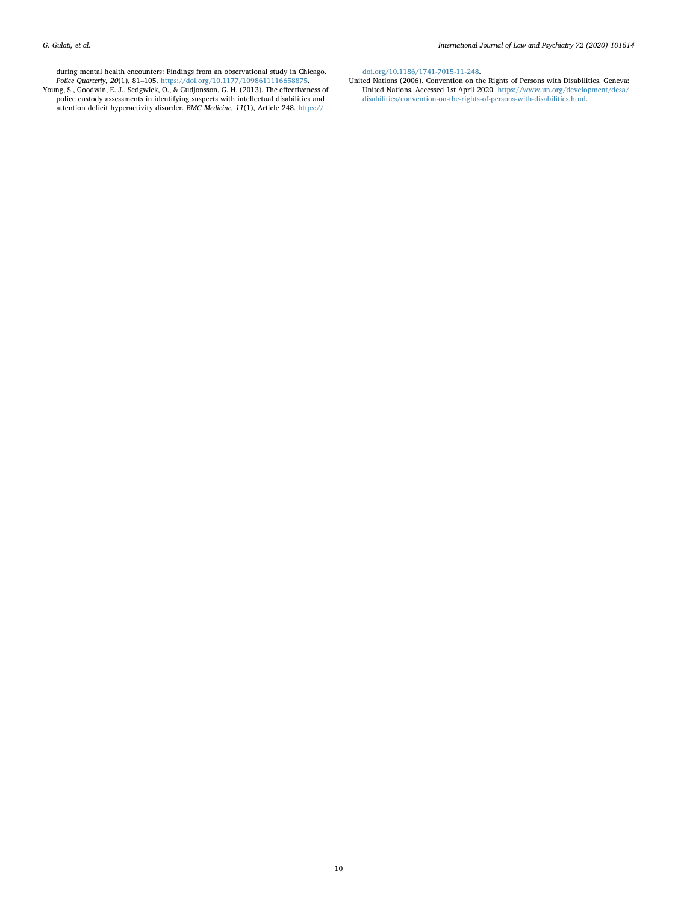during mental health encounters: Findings from an observational study in Chicago. *Police Quarterly, 20*(1), 81–105. https://doi.org/10.1177/1098611116658875.

Young, S., Goodwin, E. J., Sedgwick, O., & Gudjonsson, G. H. (2013). The effectiveness of police custody assessments in identifying suspects with intellectual disabilities and attention deficit hyperactivity disorder. *BMC Medicine, 11*(1), Article 248. https://doi.org/10.1186/1741-7015-11-248.

United Nations (2006). Convention on the Rights of Persons with Disabilities. Geneva: United Nations. Accessed 1st April 2020. https://www.un.org/development/desa/disabilities/convention-on-the-rights-of-persons-with-disabilities.html.